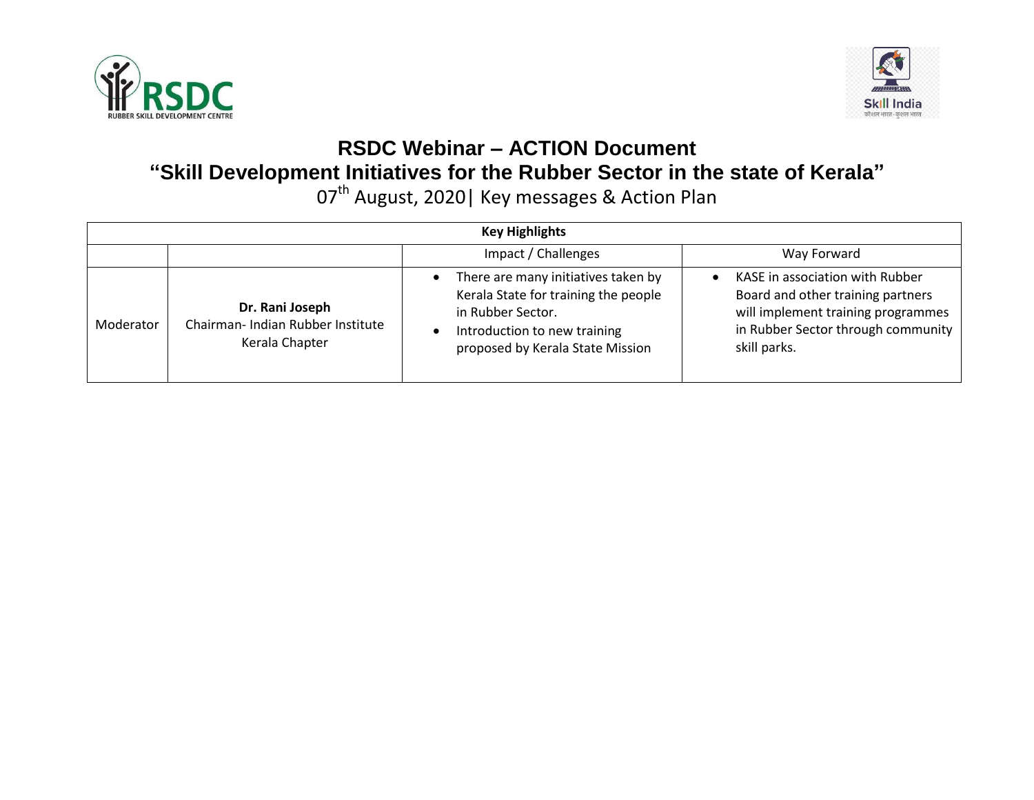# RSDC Webinar – ACTION Document

## "Skill Development Initiatives for the Rubber Sector in the state of Kerala"

07th August, 2020| Key messages & Action Plan

| Key Highlights | | | |
|---|---|---|---|
| | | Impact / Challenges | Way Forward |
| Moderator | **Dr. Rani Joseph**<br>Chairman- Indian Rubber Institute Kerala Chapter | • There are many initiatives taken by Kerala State for training the people in Rubber Sector.<br>• Introduction to new training proposed by Kerala State Mission | • KASE in association with Rubber Board and other training partners will implement training programmes in Rubber Sector through community skill parks. |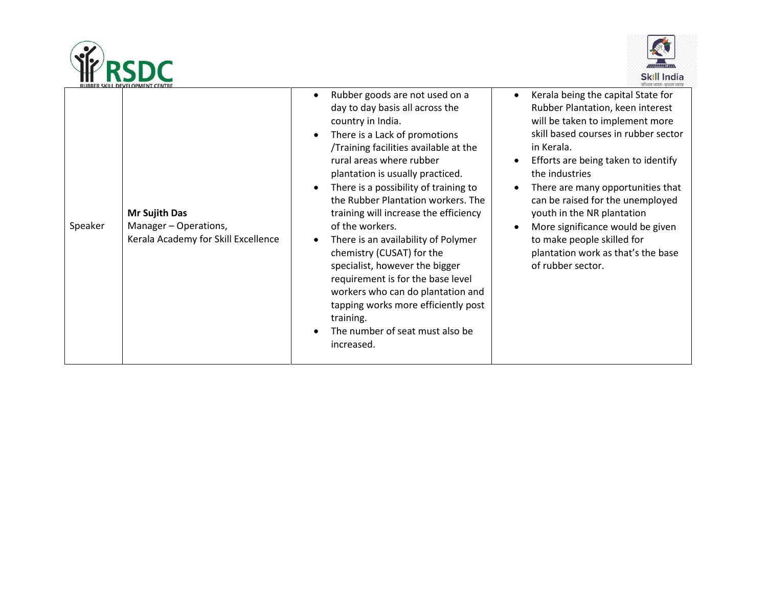| | | | |
|---|---|---|---|
| Speaker | **Mr Sujith Das**<br>Manager – Operations,<br>Kerala Academy for Skill Excellence | • Rubber goods are not used on a day to day basis all across the country in India.<br>• There is a Lack of promotions /Training facilities available at the rural areas where rubber plantation is usually practiced.<br>• There is a possibility of training to the Rubber Plantation workers. The training will increase the efficiency of the workers.<br>• There is an availability of Polymer chemistry (CUSAT) for the specialist, however the bigger requirement is for the base level workers who can do plantation and tapping works more efficiently post training.<br>• The number of seat must also be increased. | • Kerala being the capital State for Rubber Plantation, keen interest will be taken to implement more skill based courses in rubber sector in Kerala.<br>• Efforts are being taken to identify the industries<br>• There are many opportunities that can be raised for the unemployed youth in the NR plantation<br>• More significance would be given to make people skilled for plantation work as that's the base of rubber sector. |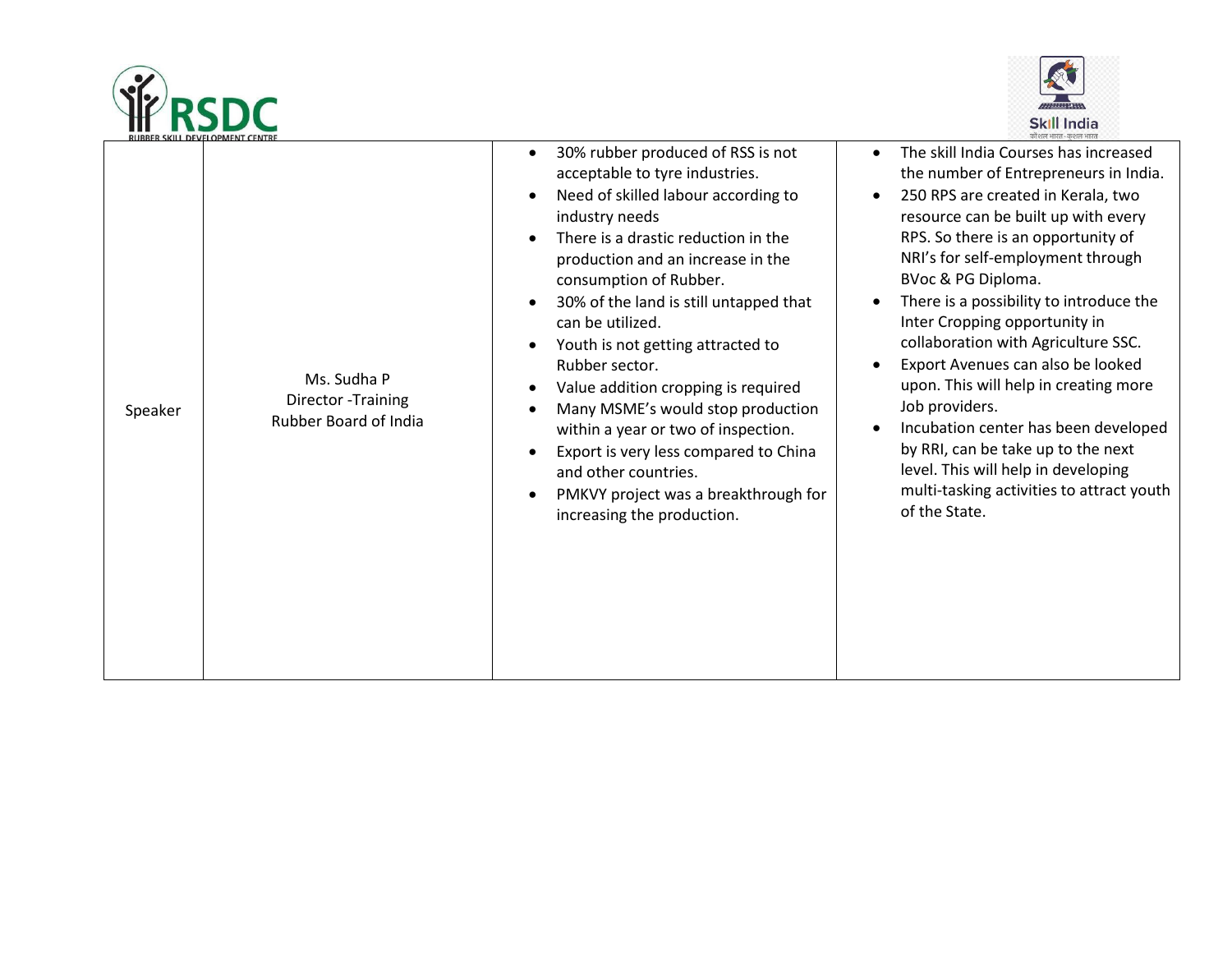| Speaker | Ms. Sudha P<br>Director -Training<br>Rubber Board of India | • 30% rubber produced of RSS is not acceptable to tyre industries.<br>• Need of skilled labour according to industry needs<br>• There is a drastic reduction in the production and an increase in the consumption of Rubber.<br>• 30% of the land is still untapped that can be utilized.<br>• Youth is not getting attracted to Rubber sector.<br>• Value addition cropping is required<br>• Many MSME's would stop production within a year or two of inspection.<br>• Export is very less compared to China and other countries.<br>• PMKVY project was a breakthrough for increasing the production. | • The skill India Courses has increased the number of Entrepreneurs in India.<br>• 250 RPS are created in Kerala, two resource can be built up with every RPS. So there is an opportunity of NRI's for self-employment through BVoc & PG Diploma.<br>• There is a possibility to introduce the Inter Cropping opportunity in collaboration with Agriculture SSC.<br>• Export Avenues can also be looked upon. This will help in creating more Job providers.<br>• Incubation center has been developed by RRI, can be take up to the next level. This will help in developing multi-tasking activities to attract youth of the State. |
|---|---|---|---|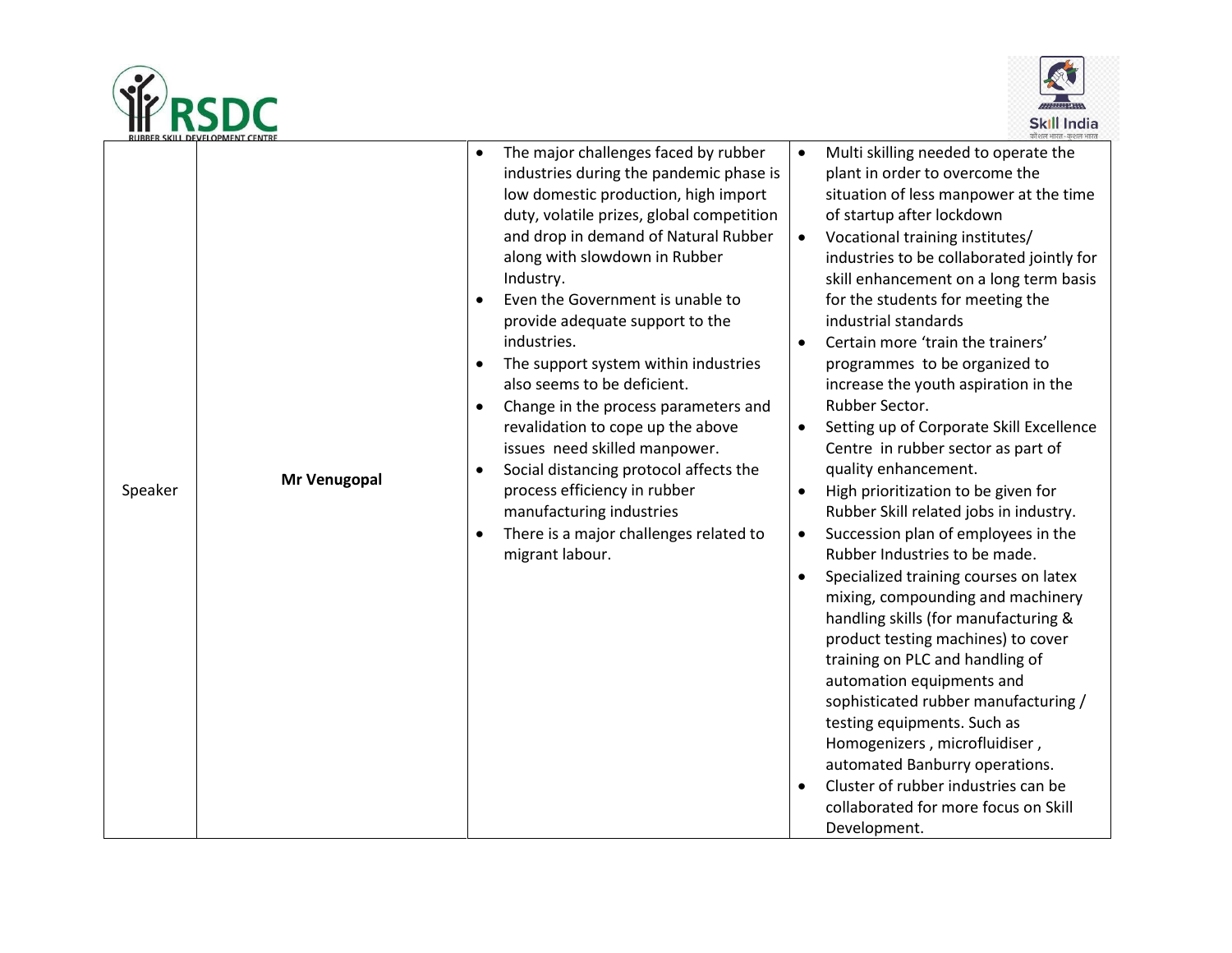| | | | |
|---|---|---|---|
| Speaker | **Mr Venugopal** | • The major challenges faced by rubber industries during the pandemic phase is low domestic production, high import duty, volatile prizes, global competition and drop in demand of Natural Rubber along with slowdown in Rubber Industry.<br>• Even the Government is unable to provide adequate support to the industries.<br>• The support system within industries also seems to be deficient.<br>• Change in the process parameters and revalidation to cope up the above issues need skilled manpower.<br>• Social distancing protocol affects the process efficiency in rubber manufacturing industries<br>• There is a major challenges related to migrant labour. | • Multi skilling needed to operate the plant in order to overcome the situation of less manpower at the time of startup after lockdown<br>• Vocational training institutes/ industries to be collaborated jointly for skill enhancement on a long term basis for the students for meeting the industrial standards<br>• Certain more 'train the trainers' programmes to be organized to increase the youth aspiration in the Rubber Sector.<br>• Setting up of Corporate Skill Excellence Centre in rubber sector as part of quality enhancement.<br>• High prioritization to be given for Rubber Skill related jobs in industry.<br>• Succession plan of employees in the Rubber Industries to be made.<br>• Specialized training courses on latex mixing, compounding and machinery handling skills (for manufacturing & product testing machines) to cover training on PLC and handling of automation equipments and sophisticated rubber manufacturing / testing equipments. Such as Homogenizers , microfluidiser , automated Banburry operations.<br>• Cluster of rubber industries can be collaborated for more focus on Skill Development. |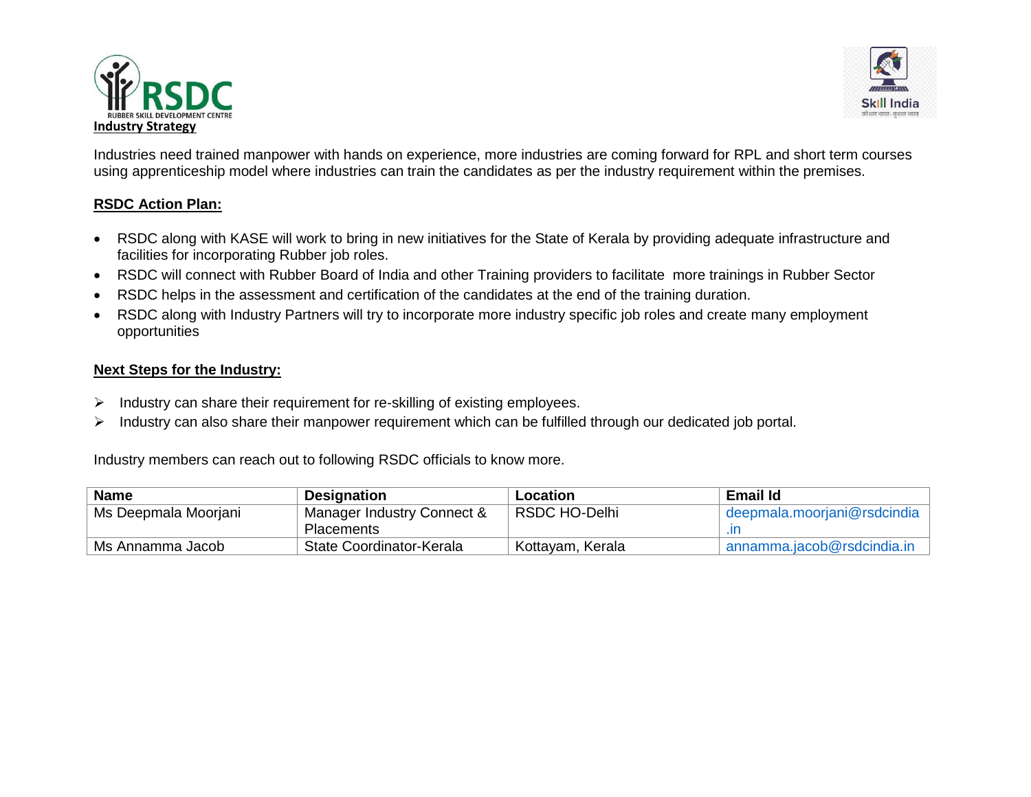## Industry Strategy

Industries need trained manpower with hands on experience, more industries are coming forward for RPL and short term courses using apprenticeship model where industries can train the candidates as per the industry requirement within the premises.

### RSDC Action Plan:

- RSDC along with KASE will work to bring in new initiatives for the State of Kerala by providing adequate infrastructure and facilities for incorporating Rubber job roles.
- RSDC will connect with Rubber Board of India and other Training providers to facilitate more trainings in Rubber Sector
- RSDC helps in the assessment and certification of the candidates at the end of the training duration.
- RSDC along with Industry Partners will try to incorporate more industry specific job roles and create many employment opportunities

### Next Steps for the Industry:

- Industry can share their requirement for re-skilling of existing employees.
- Industry can also share their manpower requirement which can be fulfilled through our dedicated job portal.

Industry members can reach out to following RSDC officials to know more.

| Name | Designation | Location | Email Id |
|---|---|---|---|
| Ms Deepmala Moorjani | Manager Industry Connect & Placements | RSDC HO-Delhi | deepmala.moorjani@rsdcindia.in |
| Ms Annamma Jacob | State Coordinator-Kerala | Kottayam, Kerala | annamma.jacob@rsdcindia.in |